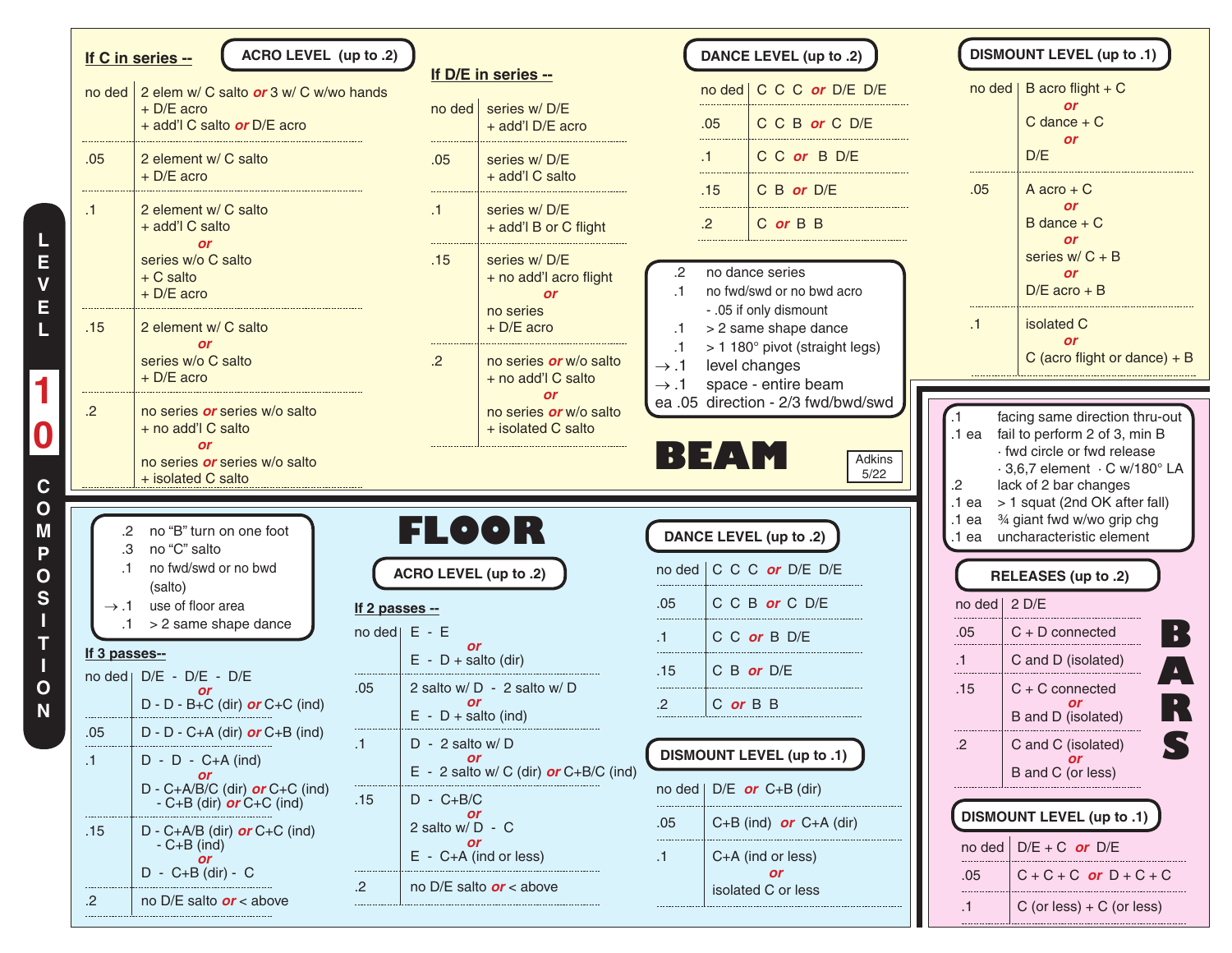# LEVEL 10 COMPOSITION

## BEAM

### ACRO LEVEL (up to .2)

**If C in series --**

| | |
|---|---|
| no ded | 2 elem w/ C salto *or* 3 w/ C w/wo hands + D/E acro + add'l C salto *or* D/E acro |
| .05 | 2 element w/ C salto + D/E acro |
| .1 | 2 element w/ C salto + add'l C salto *or* series w/o C salto + C salto + D/E acro |
| .15 | 2 element w/ C salto *or* series w/o C salto + D/E acro |
| .2 | no series *or* series w/o salto + no add'l C salto *or* no series *or* series w/o salto + isolated C salto |

**If D/E in series --**

| | |
|---|---|
| no ded | series w/ D/E + add'l D/E acro |
| .05 | series w/ D/E + add'l C salto |
| .1 | series w/ D/E + add'l B or C flight |
| .15 | series w/ D/E + no add'l acro flight *or* no series + D/E acro |
| .2 | no series *or* w/o salto + no add'l C salto *or* no series *or* w/o salto + isolated C salto |

### DANCE LEVEL (up to .2)

| | |
|---|---|
| no ded | C C C *or* D/E D/E |
| .05 | C C B *or* C D/E |
| .1 | C C *or* B D/E |
| .15 | C B *or* D/E |
| .2 | C *or* B B |

| | |
|---|---|
| .2 | no dance series |
| .1 | no fwd/swd or no bwd acro - .05 if only dismount |
| .1 | > 2 same shape dance |
| .1 | > 1 180° pivot (straight legs) |
| → .1 | level changes |
| → .1 | space - entire beam |
| ea .05 | direction - 2/3 fwd/bwd/swd |

### DISMOUNT LEVEL (up to .1)

| | |
|---|---|
| no ded | B acro flight + C *or* C dance + C *or* D/E |
| .05 | A acro + C *or* B dance + C *or* series w/ C + B *or* D/E acro + B |
| .1 | isolated C *or* C (acro flight or dance) + B |

Adkins 5/22

## FLOOR

| | |
|---|---|
| .2 | no "B" turn on one foot |
| .3 | no "C" salto |
| .1 | no fwd/swd or no bwd (salto) |
| → .1 | use of floor area |
| .1 | > 2 same shape dance |

**If 3 passes--**

| | |
|---|---|
| no ded | D/E - D/E - D/E *or* D - D - B+C (dir) *or* C+C (ind) |
| .05 | D - D - C+A (dir) *or* C+B (ind) |
| .1 | D - D - C+A (ind) *or* D - C+A/B/C (dir) *or* C+C (ind) - C+B (dir) *or* C+C (ind) |
| .15 | D - C+A/B (dir) *or* C+C (ind) - C+B (ind) *or* D - C+B (dir) - C |
| .2 | no D/E salto *or* < above |

### ACRO LEVEL (up to .2)

**If 2 passes --**

| | |
|---|---|
| no ded | E - E *or* E - D + salto (dir) |
| .05 | 2 salto w/ D - 2 salto w/ D *or* E - D + salto (ind) |
| .1 | D - 2 salto w/ D *or* E - 2 salto w/ C (dir) *or* C+B/C (ind) |
| .15 | D - C+B/C *or* 2 salto w/ D - C *or* E - C+A (ind or less) |
| .2 | no D/E salto *or* < above |

### DANCE LEVEL (up to .2)

| | |
|---|---|
| no ded | C C C *or* D/E D/E |
| .05 | C C B *or* C D/E |
| .1 | C C *or* B D/E |
| .15 | C B *or* D/E |
| .2 | C *or* B B |

### DISMOUNT LEVEL (up to .1)

| | |
|---|---|
| no ded | D/E *or* C+B (dir) |
| .05 | C+B (ind) *or* C+A (dir) |
| .1 | C+A (ind or less) *or* isolated C or less |

## BARS

| | |
|---|---|
| .1 | facing same direction thru-out |
| .1 ea | fail to perform 2 of 3, min B · fwd circle or fwd release · 3,6,7 element · C w/180° LA |
| .2 | lack of 2 bar changes |
| .1 ea | > 1 squat (2nd OK after fall) |
| .1 ea | ¾ giant fwd w/wo grip chg |
| .1 ea | uncharacteristic element |

### RELEASES (up to .2)

| | |
|---|---|
| no ded | 2 D/E |
| .05 | C + D connected |
| .1 | C and D (isolated) |
| .15 | C + C connected *or* B and D (isolated) |
| .2 | C and C (isolated) *or* B and C (or less) |

### DISMOUNT LEVEL (up to .1)

| | |
|---|---|
| no ded | D/E + C *or* D/E |
| .05 | C + C + C *or* D + C + C |
| .1 | C (or less) + C (or less) |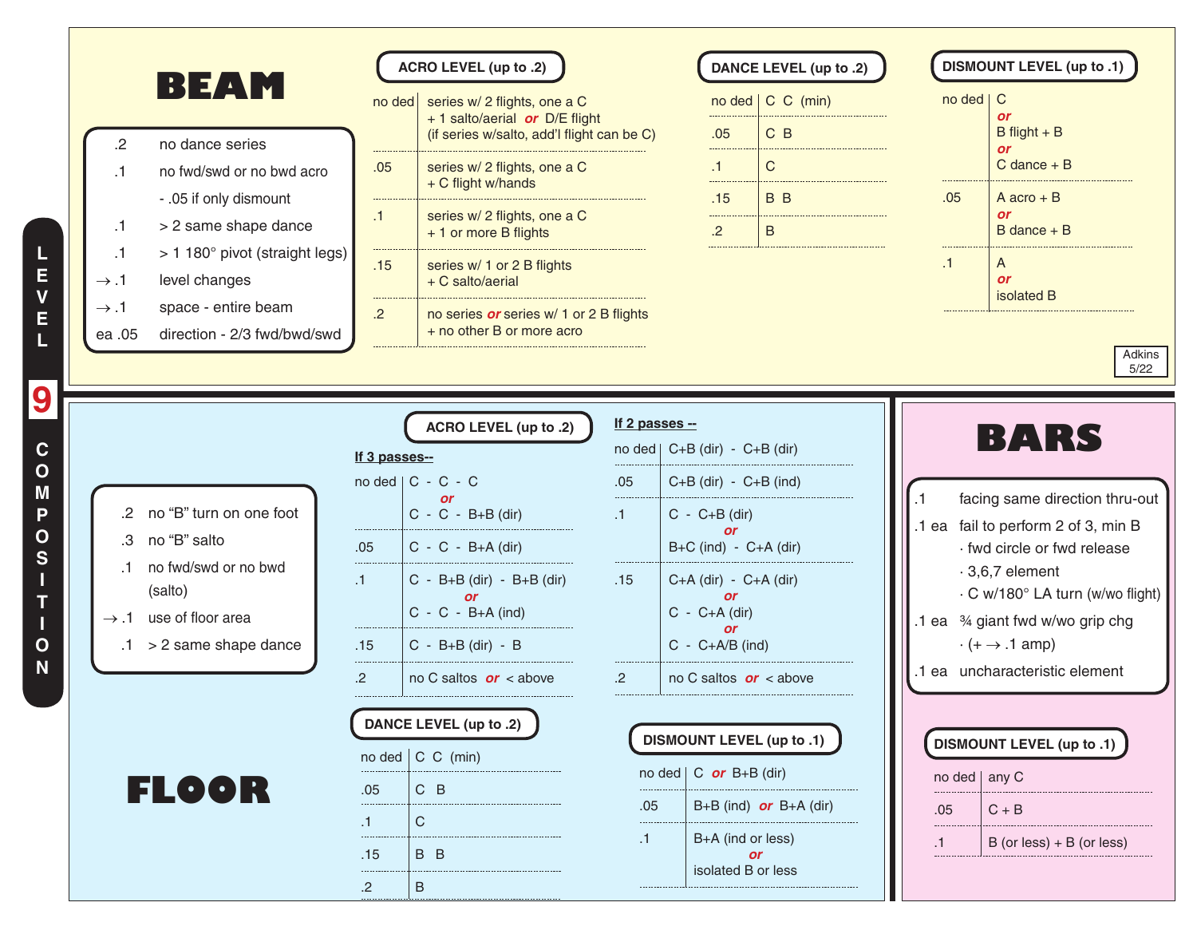# LEVEL 9 COMPOSITION

## BEAM

| | |
|---|---|
| .2 | no dance series |
| .1 | no fwd/swd or no bwd acro |
| | - .05 if only dismount |
| .1 | > 2 same shape dance |
| .1 | > 1 180° pivot (straight legs) |
| → .1 | level changes |
| → .1 | space - entire beam |
| ea .05 | direction - 2/3 fwd/bwd/swd |

### ACRO LEVEL (up to .2)

| | |
|---|---|
| no ded | series w/ 2 flights, one a C + 1 salto/aerial ***or*** D/E flight (if series w/salto, add'l flight can be C) |
| .05 | series w/ 2 flights, one a C + C flight w/hands |
| .1 | series w/ 2 flights, one a C + 1 or more B flights |
| .15 | series w/ 1 or 2 B flights + C salto/aerial |
| .2 | no series ***or*** series w/ 1 or 2 B flights + no other B or more acro |

### DANCE LEVEL (up to .2)

| | |
|---|---|
| no ded | C C (min) |
| .05 | C B |
| .1 | C |
| .15 | B B |
| .2 | B |

### DISMOUNT LEVEL (up to .1)

| | |
|---|---|
| no ded | C ***or*** B flight + B ***or*** C dance + B |
| .05 | A acro + B ***or*** B dance + B |
| .1 | A ***or*** isolated B |

Adkins 5/22

## FLOOR

| | |
|---|---|
| .2 | no "B" turn on one foot |
| .3 | no "B" salto |
| .1 | no fwd/swd or no bwd (salto) |
| → .1 | use of floor area |
| .1 | > 2 same shape dance |

### ACRO LEVEL (up to .2)

**If 3 passes--**

| | |
|---|---|
| no ded | C - C - C ***or*** C - C - B+B (dir) |
| .05 | C - C - B+A (dir) |
| .1 | C - B+B (dir) - B+B (dir) ***or*** C - C - B+A (ind) |
| .15 | C - B+B (dir) - B |
| .2 | no C saltos ***or*** < above |

**If 2 passes --**

| | |
|---|---|
| no ded | C+B (dir) - C+B (dir) |
| .05 | C+B (dir) - C+B (ind) |
| .1 | C - C+B (dir) ***or*** B+C (ind) - C+A (dir) |
| .15 | C+A (dir) - C+A (dir) ***or*** C - C+A (dir) ***or*** C - C+A/B (ind) |
| .2 | no C saltos ***or*** < above |

### DANCE LEVEL (up to .2)

| | |
|---|---|
| no ded | C C (min) |
| .05 | C B |
| .1 | C |
| .15 | B B |
| .2 | B |

### DISMOUNT LEVEL (up to .1)

| | |
|---|---|
| no ded | C ***or*** B+B (dir) |
| .05 | B+B (ind) ***or*** B+A (dir) |
| .1 | B+A (ind or less) ***or*** isolated B or less |

## BARS

| | |
|---|---|
| .1 | facing same direction thru-out |
| .1 ea | fail to perform 2 of 3, min B |
| | · fwd circle or fwd release |
| | · 3,6,7 element |
| | · C w/180° LA turn (w/wo flight) |
| .1 ea | ¾ giant fwd w/wo grip chg |
| | · (+ → .1 amp) |
| .1 ea | uncharacteristic element |

### DISMOUNT LEVEL (up to .1)

| | |
|---|---|
| no ded | any C |
| .05 | C + B |
| .1 | B (or less) + B (or less) |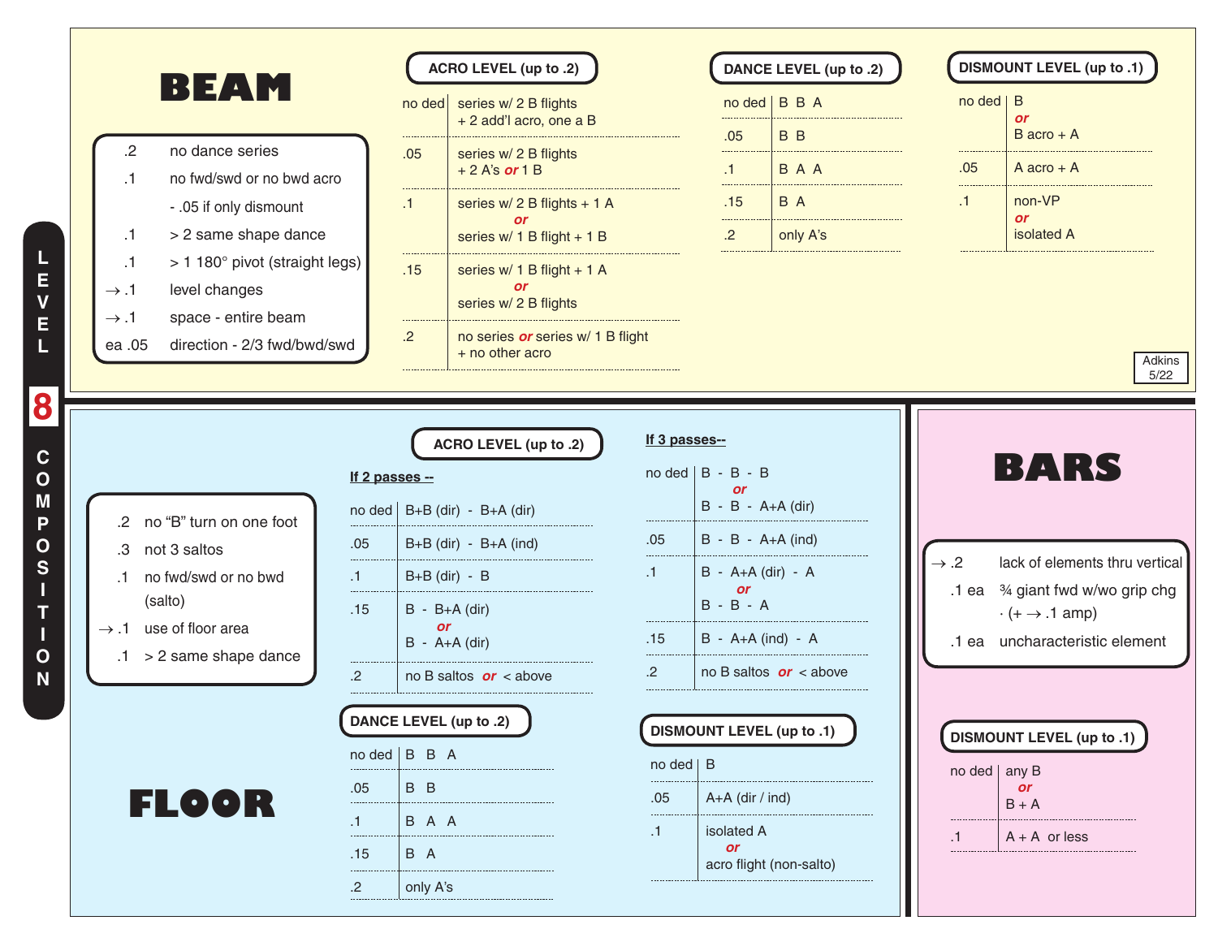# LEVEL 8 COMPOSITION

## BEAM

| | |
|---|---|
| .2 | no dance series |
| .1 | no fwd/swd or no bwd acro |
| | - .05 if only dismount |
| .1 | > 2 same shape dance |
| .1 | > 1 180° pivot (straight legs) |
| → .1 | level changes |
| → .1 | space - entire beam |
| ea .05 | direction - 2/3 fwd/bwd/swd |

### ACRO LEVEL (up to .2)

| | |
|---|---|
| no ded | series w/ 2 B flights + 2 add'l acro, one a B |
| .05 | series w/ 2 B flights + 2 A's *or* 1 B |
| .1 | series w/ 2 B flights + 1 A *or* series w/ 1 B flight + 1 B |
| .15 | series w/ 1 B flight + 1 A *or* series w/ 2 B flights |
| .2 | no series *or* series w/ 1 B flight + no other acro |

### DANCE LEVEL (up to .2)

| | |
|---|---|
| no ded | B B A |
| .05 | B B |
| .1 | B A A |
| .15 | B A |
| .2 | only A's |

### DISMOUNT LEVEL (up to .1)

| | |
|---|---|
| no ded | B *or* B acro + A |
| .05 | A acro + A |
| .1 | non-VP *or* isolated A |

Adkins 5/22

## FLOOR

| | |
|---|---|
| .2 | no "B" turn on one foot |
| .3 | not 3 saltos |
| .1 | no fwd/swd or no bwd (salto) |
| → .1 | use of floor area |
| .1 | > 2 same shape dance |

### ACRO LEVEL (up to .2)

**If 2 passes --**

| | |
|---|---|
| no ded | B+B (dir) - B+A (dir) |
| .05 | B+B (dir) - B+A (ind) |
| .1 | B+B (dir) - B |
| .15 | B - B+A (dir) *or* B - A+A (dir) |
| .2 | no B saltos *or* < above |

**If 3 passes--**

| | |
|---|---|
| no ded | B - B - B *or* B - B - A+A (dir) |
| .05 | B - B - A+A (ind) |
| .1 | B - A+A (dir) - A *or* B - B - A |
| .15 | B - A+A (ind) - A |
| .2 | no B saltos *or* < above |

### DANCE LEVEL (up to .2)

| | |
|---|---|
| no ded | B B A |
| .05 | B B |
| .1 | B A A |
| .15 | B A |
| .2 | only A's |

### DISMOUNT LEVEL (up to .1)

| | |
|---|---|
| no ded | B |
| .05 | A+A (dir / ind) |
| .1 | isolated A *or* acro flight (non-salto) |

## BARS

| | |
|---|---|
| → .2 | lack of elements thru vertical |
| .1 ea | ¾ giant fwd w/wo grip chg · (+ → .1 amp) |
| .1 ea | uncharacteristic element |

### DISMOUNT LEVEL (up to .1)

| | |
|---|---|
| no ded | any B *or* B + A |
| .1 | A + A or less |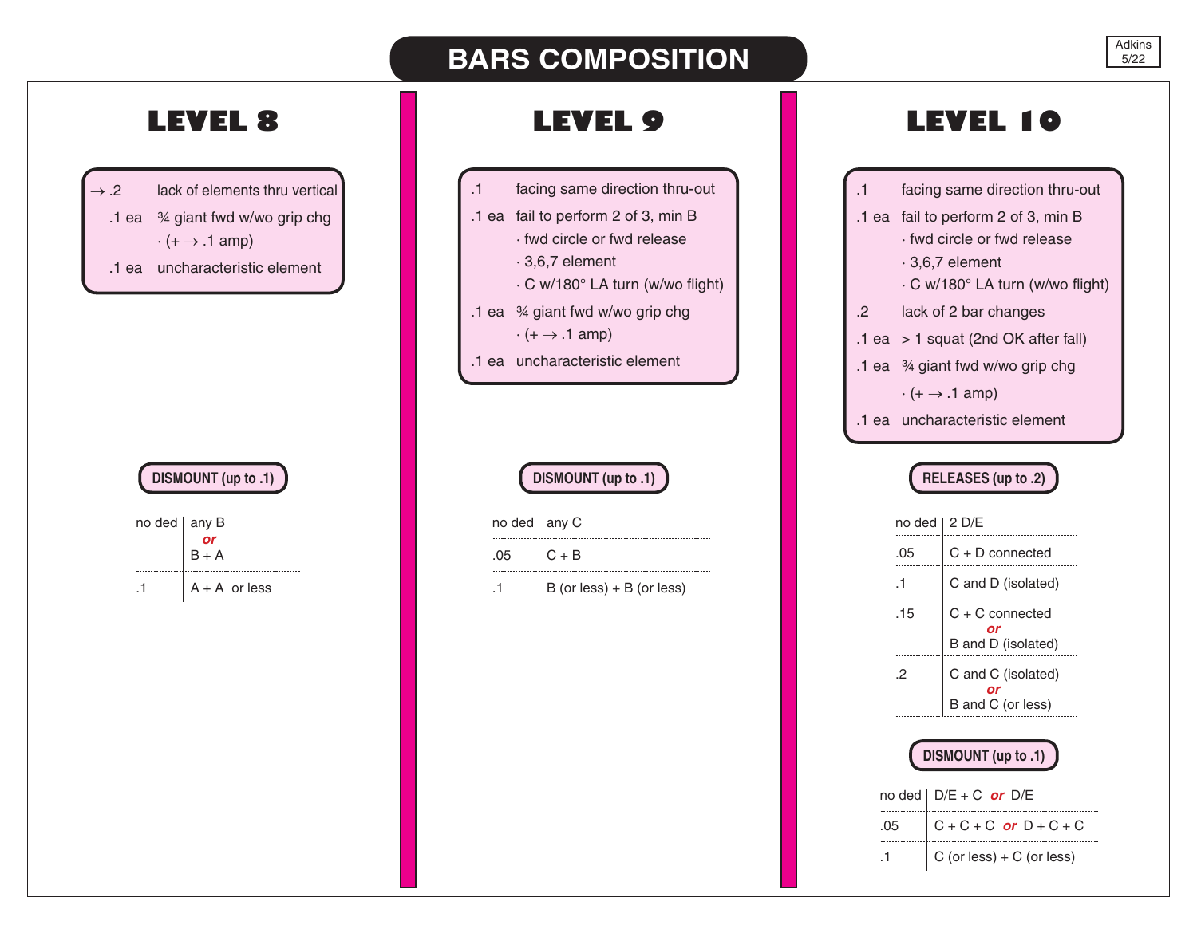# BARS COMPOSITION

Adkins 5/22

## LEVEL 8

- → .2 lack of elements thru vertical
- .1 ea ¾ giant fwd w/wo grip chg
  - · (+ → .1 amp)
- .1 ea uncharacteristic element

**DISMOUNT (up to .1)**

| | |
|---|---|
| no ded | any B *or* B + A |
| .1 | A + A or less |

## LEVEL 9

- .1 facing same direction thru-out
- .1 ea fail to perform 2 of 3, min B
  - · fwd circle or fwd release
  - · 3,6,7 element
  - · C w/180° LA turn (w/wo flight)
- .1 ea ¾ giant fwd w/wo grip chg
  - · (+ → .1 amp)
- .1 ea uncharacteristic element

**DISMOUNT (up to .1)**

| | |
|---|---|
| no ded | any C |
| .05 | C + B |
| .1 | B (or less) + B (or less) |

## LEVEL 10

- .1 facing same direction thru-out
- .1 ea fail to perform 2 of 3, min B
  - · fwd circle or fwd release
  - · 3,6,7 element
  - · C w/180° LA turn (w/wo flight)
- .2 lack of 2 bar changes
- .1 ea > 1 squat (2nd OK after fall)
- .1 ea ¾ giant fwd w/wo grip chg
  - · (+ → .1 amp)
- .1 ea uncharacteristic element

**RELEASES (up to .2)**

| | |
|---|---|
| no ded | 2 D/E |
| .05 | C + D connected |
| .1 | C and D (isolated) |
| .15 | C + C connected *or* B and D (isolated) |
| .2 | C and C (isolated) *or* B and C (or less) |

**DISMOUNT (up to .1)**

| | |
|---|---|
| no ded | D/E + C *or* D/E |
| .05 | C + C + C *or* D + C + C |
| .1 | C (or less) + C (or less) |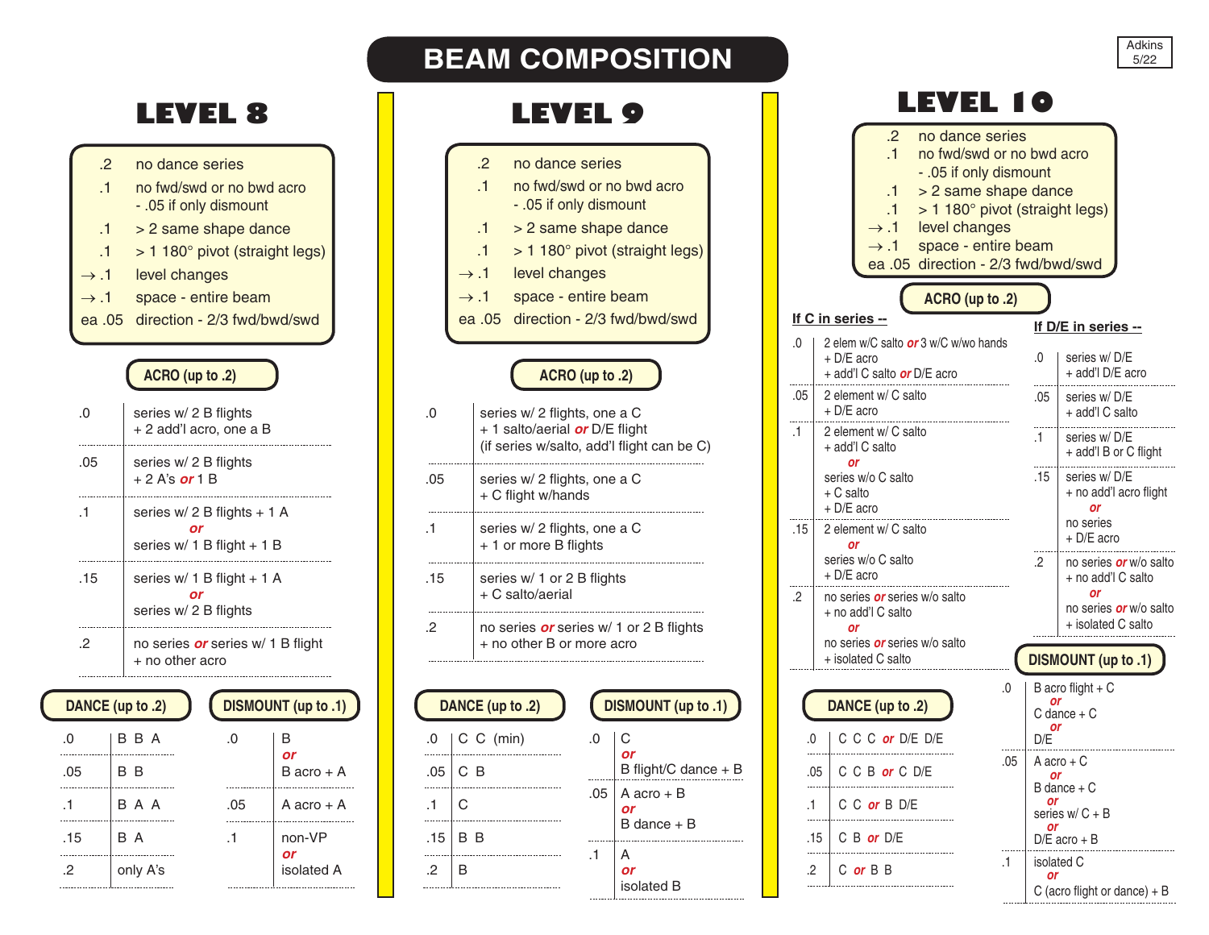# BEAM COMPOSITION

Adkins 5/22

## LEVEL 8

| | |
|---|---|
| .2 | no dance series |
| .1 | no fwd/swd or no bwd acro - .05 if only dismount |
| .1 | > 2 same shape dance |
| .1 | > 1 180° pivot (straight legs) |
| → .1 | level changes |
| → .1 | space - entire beam |
| ea .05 | direction - 2/3 fwd/bwd/swd |

### ACRO (up to .2)

| | |
|---|---|
| .0 | series w/ 2 B flights + 2 add'l acro, one a B |
| .05 | series w/ 2 B flights + 2 A's ***or*** 1 B |
| .1 | series w/ 2 B flights + 1 A ***or*** series w/ 1 B flight + 1 B |
| .15 | series w/ 1 B flight + 1 A ***or*** series w/ 2 B flights |
| .2 | no series ***or*** series w/ 1 B flight + no other acro |

### DANCE (up to .2)

| | |
|---|---|
| .0 | B B A |
| .05 | B B |
| .1 | B A A |
| .15 | B A |
| .2 | only A's |

### DISMOUNT (up to .1)

| | |
|---|---|
| .0 | B ***or*** B acro + A |
| .05 | A acro + A |
| .1 | non-VP ***or*** isolated A |

## LEVEL 9

| | |
|---|---|
| .2 | no dance series |
| .1 | no fwd/swd or no bwd acro - .05 if only dismount |
| .1 | > 2 same shape dance |
| .1 | > 1 180° pivot (straight legs) |
| → .1 | level changes |
| → .1 | space - entire beam |
| ea .05 | direction - 2/3 fwd/bwd/swd |

### ACRO (up to .2)

| | |
|---|---|
| .0 | series w/ 2 flights, one a C + 1 salto/aerial ***or*** D/E flight (if series w/salto, add'l flight can be C) |
| .05 | series w/ 2 flights, one a C + C flight w/hands |
| .1 | series w/ 2 flights, one a C + 1 or more B flights |
| .15 | series w/ 1 or 2 B flights + C salto/aerial |
| .2 | no series ***or*** series w/ 1 or 2 B flights + no other B or more acro |

### DANCE (up to .2)

| | |
|---|---|
| .0 | C C (min) |
| .05 | C B |
| .1 | C |
| .15 | B B |
| .2 | B |

### DISMOUNT (up to .1)

| | |
|---|---|
| .0 | C ***or*** B flight/C dance + B |
| .05 | A acro + B ***or*** B dance + B |
| .1 | A ***or*** isolated B |

## LEVEL 10

| | |
|---|---|
| .2 | no dance series |
| .1 | no fwd/swd or no bwd acro - .05 if only dismount |
| .1 | > 2 same shape dance |
| .1 | > 1 180° pivot (straight legs) |
| → .1 | level changes |
| → .1 | space - entire beam |
| ea .05 | direction - 2/3 fwd/bwd/swd |

### ACRO (up to .2)

**If C in series --**

| | |
|---|---|
| .0 | 2 elem w/C salto ***or*** 3 w/C w/wo hands + D/E acro + add'l C salto ***or*** D/E acro |
| .05 | 2 element w/ C salto + D/E acro |
| .1 | 2 element w/ C salto + add'l C salto ***or*** series w/o C salto + C salto + D/E acro |
| .15 | 2 element w/ C salto ***or*** series w/o C salto + D/E acro |
| .2 | no series ***or*** series w/o salto + no add'l C salto ***or*** no series ***or*** series w/o salto + isolated C salto |

**If D/E in series --**

| | |
|---|---|
| .0 | series w/ D/E + add'l D/E acro |
| .05 | series w/ D/E + add'l C salto |
| .1 | series w/ D/E + add'l B or C flight |
| .15 | series w/ D/E + no add'l acro flight ***or*** no series + D/E acro |
| .2 | no series ***or*** w/o salto + no add'l C salto ***or*** no series ***or*** w/o salto + isolated C salto |

### DANCE (up to .2)

| | |
|---|---|
| .0 | C C C ***or*** D/E D/E |
| .05 | C C B ***or*** C D/E |
| .1 | C C ***or*** B D/E |
| .15 | C B ***or*** D/E |
| .2 | C ***or*** B B |

### DISMOUNT (up to .1)

| | |
|---|---|
| .0 | B acro flight + C ***or*** C dance + C ***or*** D/E |
| .05 | A acro + C ***or*** B dance + C ***or*** series w/ C + B ***or*** D/E acro + B |
| .1 | isolated C ***or*** C (acro flight or dance) + B |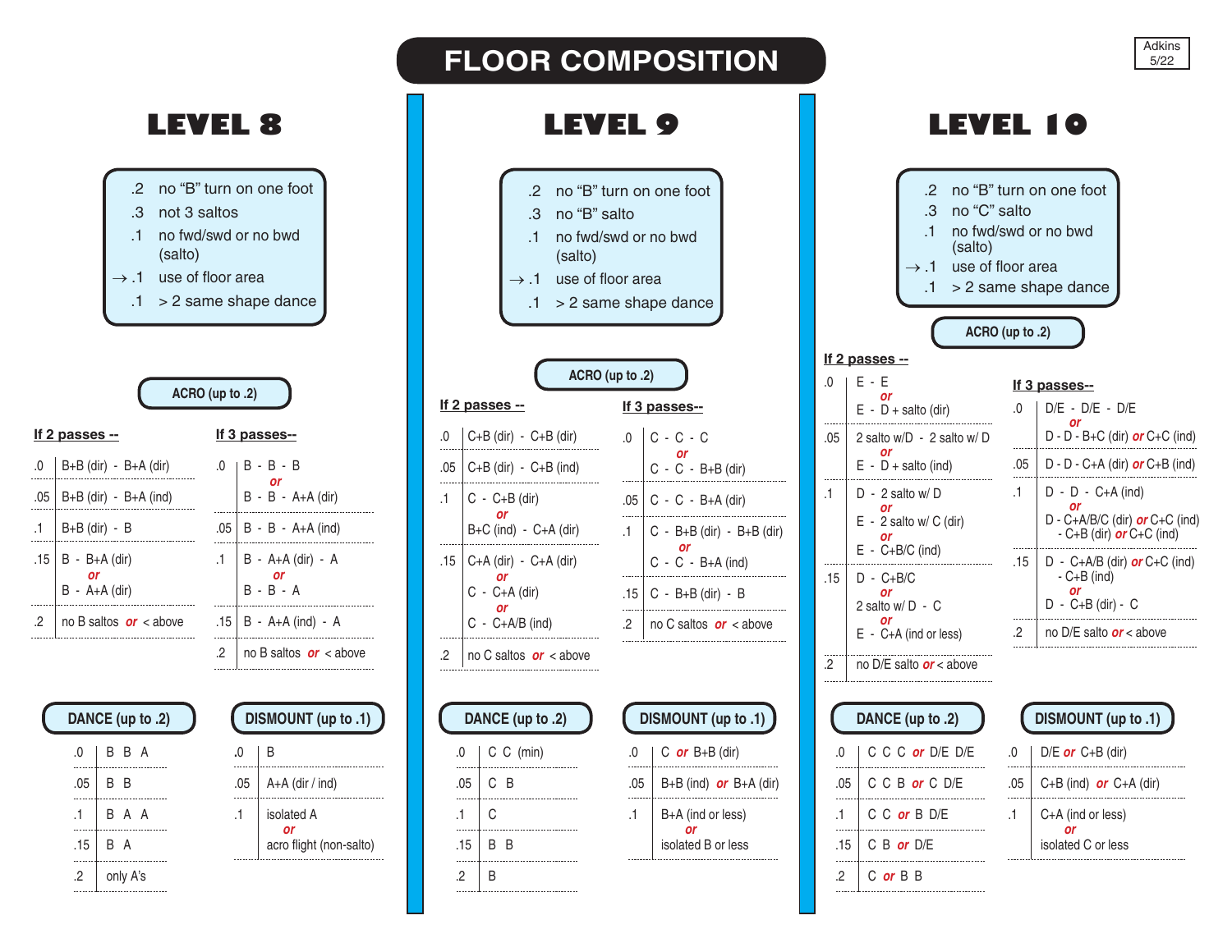# FLOOR COMPOSITION

Adkins 5/22

## LEVEL 8

- .2 no "B" turn on one foot
- .3 not 3 saltos
- .1 no fwd/swd or no bwd (salto)
- → .1 use of floor area
- .1 > 2 same shape dance

### ACRO (up to .2)

**If 2 passes --**

| | |
|---|---|
| .0 | B+B (dir) - B+A (dir) |
| .05 | B+B (dir) - B+A (ind) |
| .1 | B+B (dir) - B |
| .15 | B - B+A (dir) *or* B - A+A (dir) |
| .2 | no B saltos *or* < above |

**If 3 passes--**

| | |
|---|---|
| .0 | B - B - B *or* B - B - A+A (dir) |
| .05 | B - B - A+A (ind) |
| .1 | B - A+A (dir) - A *or* B - B - A |
| .15 | B - A+A (ind) - A |
| .2 | no B saltos *or* < above |

### DANCE (up to .2)

| | |
|---|---|
| .0 | B B A |
| .05 | B B |
| .1 | B A A |
| .15 | B A |
| .2 | only A's |

### DISMOUNT (up to .1)

| | |
|---|---|
| .0 | B |
| .05 | A+A (dir / ind) |
| .1 | isolated A *or* acro flight (non-salto) |

## LEVEL 9

- .2 no "B" turn on one foot
- .3 no "B" salto
- .1 no fwd/swd or no bwd (salto)
- → .1 use of floor area
- .1 > 2 same shape dance

### ACRO (up to .2)

**If 2 passes --**

| | |
|---|---|
| .0 | C+B (dir) - C+B (dir) |
| .05 | C+B (dir) - C+B (ind) |
| .1 | C - C+B (dir) *or* B+C (ind) - C+A (dir) |
| .15 | C+A (dir) - C+A (dir) *or* C - C+A (dir) *or* C - C+A/B (ind) |
| .2 | no C saltos *or* < above |

**If 3 passes--**

| | |
|---|---|
| .0 | C - C - C *or* C - C - B+B (dir) |
| .05 | C - C - B+A (dir) |
| .1 | C - B+B (dir) - B+B (dir) *or* C - C - B+A (ind) |
| .15 | C - B+B (dir) - B |
| .2 | no C saltos *or* < above |

### DANCE (up to .2)

| | |
|---|---|
| .0 | C C (min) |
| .05 | C B |
| .1 | C |
| .15 | B B |
| .2 | B |

### DISMOUNT (up to .1)

| | |
|---|---|
| .0 | C *or* B+B (dir) |
| .05 | B+B (ind) *or* B+A (dir) |
| .1 | B+A (ind or less) *or* isolated B or less |

## LEVEL 10

- .2 no "B" turn on one foot
- .3 no "C" salto
- .1 no fwd/swd or no bwd (salto)
- → .1 use of floor area
- .1 > 2 same shape dance

### ACRO (up to .2)

**If 2 passes --**

| | |
|---|---|
| .0 | E - E *or* E - D + salto (dir) |
| .05 | 2 salto w/D - 2 salto w/ D *or* E - D + salto (ind) |
| .1 | D - 2 salto w/ D *or* E - 2 salto w/ C (dir) *or* E - C+B/C (ind) |
| .15 | D - C+B/C *or* 2 salto w/ D - C *or* E - C+A (ind or less) |
| .2 | no D/E salto *or* < above |

**If 3 passes--**

| | |
|---|---|
| .0 | D/E - D/E - D/E *or* D - D - B+C (dir) *or* C+C (ind) |
| .05 | D - D - C+A (dir) *or* C+B (ind) |
| .1 | D - D - C+A (ind) *or* D - C+A/B/C (dir) *or* C+C (ind) - C+B (dir) *or* C+C (ind) |
| .15 | D - C+A/B (dir) *or* C+C (ind) - C+B (ind) *or* D - C+B (dir) - C |
| .2 | no D/E salto *or* < above |

### DANCE (up to .2)

| | |
|---|---|
| .0 | C C C *or* D/E D/E |
| .05 | C C B *or* C D/E |
| .1 | C C *or* B D/E |
| .15 | C B *or* D/E |
| .2 | C *or* B B |

### DISMOUNT (up to .1)

| | |
|---|---|
| .0 | D/E *or* C+B (dir) |
| .05 | C+B (ind) *or* C+A (dir) |
| .1 | C+A (ind or less) *or* isolated C or less |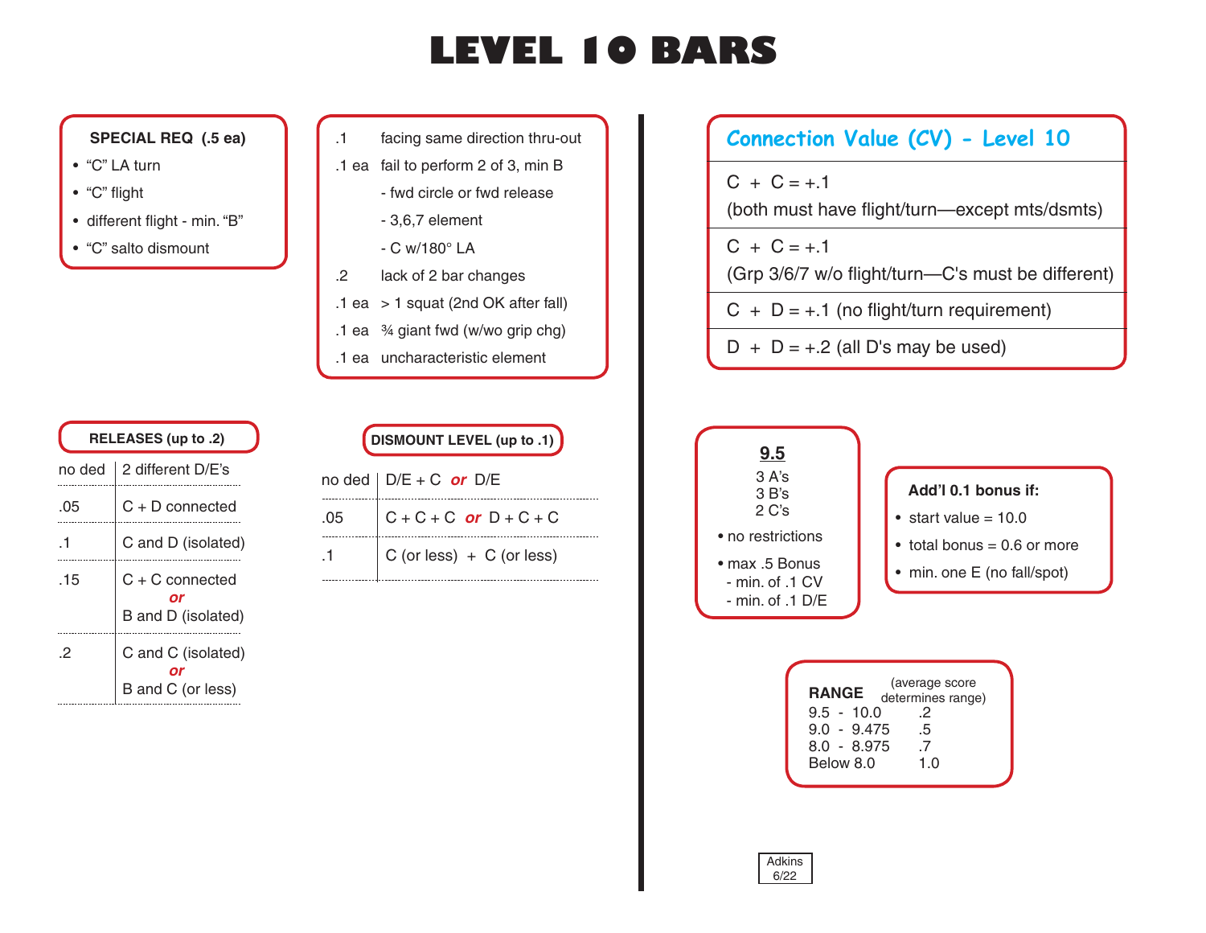# LEVEL 10 BARS

**SPECIAL REQ (.5 ea)**

- "C" LA turn
- "C" flight
- different flight - min. "B"
- "C" salto dismount

| | |
|---|---|
| .1 | facing same direction thru-out |
| .1 ea | fail to perform 2 of 3, min B |
| | - fwd circle or fwd release |
| | - 3,6,7 element |
| | - C w/180° LA |
| .2 | lack of 2 bar changes |
| .1 ea | > 1 squat (2nd OK after fall) |
| .1 ea | ¾ giant fwd (w/wo grip chg) |
| .1 ea | uncharacteristic element |

**RELEASES (up to .2)**

| | |
|---|---|
| no ded | 2 different D/E's |
| .05 | C + D connected |
| .1 | C and D (isolated) |
| .15 | C + C connected *or* B and D (isolated) |
| .2 | C and C (isolated) *or* B and C (or less) |

**DISMOUNT LEVEL (up to .1)**

| | |
|---|---|
| no ded | D/E + C *or* D/E |
| .05 | C + C + C *or* D + C + C |
| .1 | C (or less) + C (or less) |

## Connection Value (CV) - Level 10

| |
|---|
| C + C = +.1 (both must have flight/turn—except mts/dsmts) |
| C + C = +.1 (Grp 3/6/7 w/o flight/turn—C's must be different) |
| C + D = +.1 (no flight/turn requirement) |
| D + D = +.2 (all D's may be used) |

**9.5**

3 A's
3 B's
2 C's

- no restrictions
- max .5 Bonus
  - min. of .1 CV
  - min. of .1 D/E

**Add'l 0.1 bonus if:**

- start value = 10.0
- total bonus = 0.6 or more
- min. one E (no fall/spot)

**RANGE** (average score determines range)

| | |
|---|---|
| 9.5 - 10.0 | .2 |
| 9.0 - 9.475 | .5 |
| 8.0 - 8.975 | .7 |
| Below 8.0 | 1.0 |

Adkins 6/22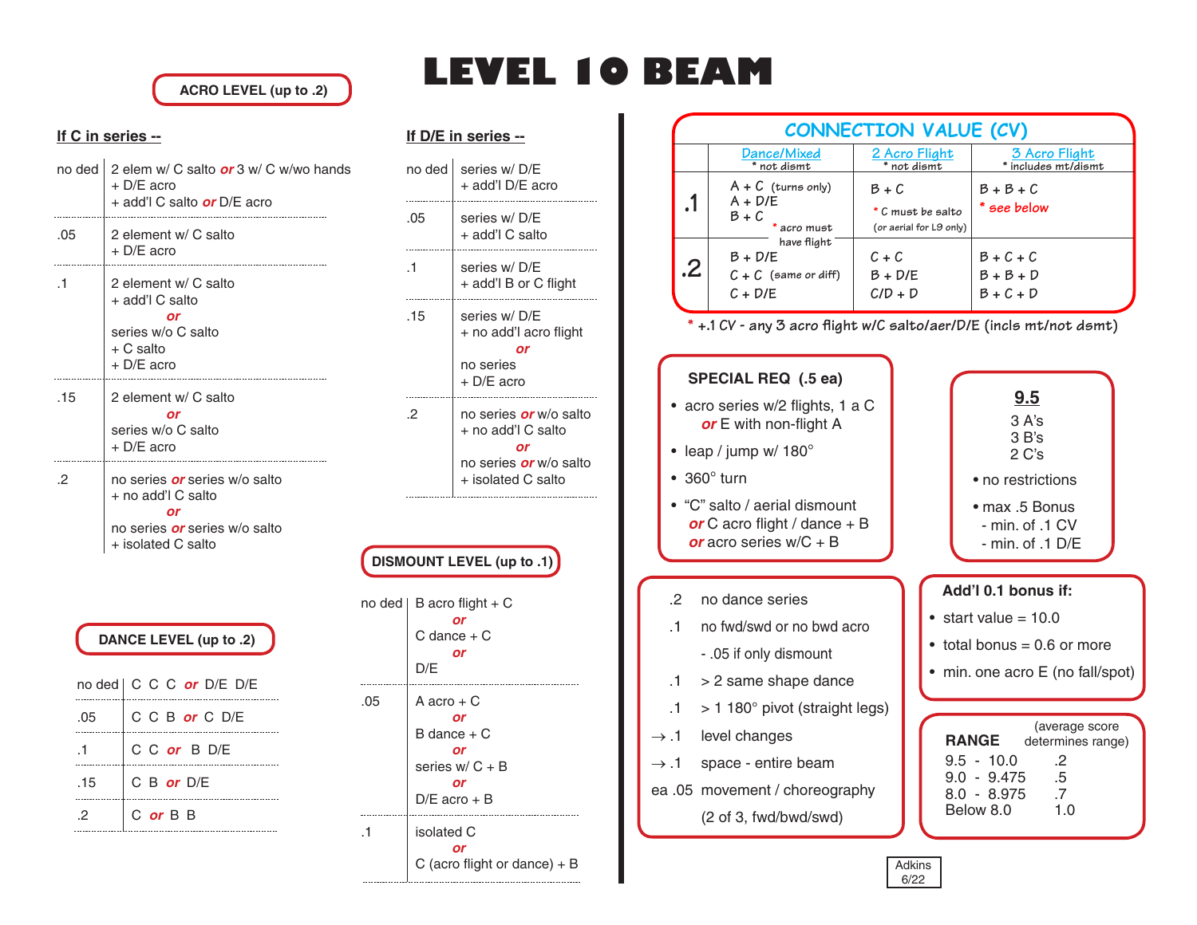# LEVEL 10 BEAM

## ACRO LEVEL (up to .2)

### If C in series --

| | |
|---|---|
| no ded | 2 elem w/ C salto *or* 3 w/ C w/wo hands + D/E acro + add'l C salto *or* D/E acro |
| .05 | 2 element w/ C salto + D/E acro |
| .1 | 2 element w/ C salto + add'l C salto *or* series w/o C salto + C salto + D/E acro |
| .15 | 2 element w/ C salto *or* series w/o C salto + D/E acro |
| .2 | no series *or* series w/o salto + no add'l C salto *or* no series *or* series w/o salto + isolated C salto |

### If D/E in series --

| | |
|---|---|
| no ded | series w/ D/E + add'l D/E acro |
| .05 | series w/ D/E + add'l C salto |
| .1 | series w/ D/E + add'l B or C flight |
| .15 | series w/ D/E + no add'l acro flight *or* no series + D/E acro |
| .2 | no series *or* w/o salto + no add'l C salto *or* no series *or* w/o salto + isolated C salto |

## DANCE LEVEL (up to .2)

| | |
|---|---|
| no ded | C C C *or* D/E D/E |
| .05 | C C B *or* C D/E |
| .1 | C C *or* B D/E |
| .15 | C B *or* D/E |
| .2 | C *or* B B |

## DISMOUNT LEVEL (up to .1)

| | |
|---|---|
| no ded | B acro flight + C *or* C dance + C *or* D/E |
| .05 | A acro + C *or* B dance + C *or* series w/ C + B *or* D/E acro + B |
| .1 | isolated C *or* C (acro flight or dance) + B |

## CONNECTION VALUE (CV)

| | Dance/Mixed (* not dismt) | 2 Acro Flight (* not dismt) | 3 Acro Flight (* includes mt/dismt) |
|---|---|---|---|
| .1 | A + C (turns only)<br>A + D/E<br>B + C<br>* acro must have flight | B + C<br>* C must be salto (or aerial for L9 only) | B + B + C<br>* see below |
| .2 | B + D/E<br>C + C (same or diff)<br>C + D/E | C + C<br>B + D/E<br>C/D + D | B + C + C<br>B + B + D<br>B + C + D |

\* +.1 CV - any 3 acro flight w/C salto/aer/D/E (incls mt/not dsmt)

## SPECIAL REQ (.5 ea)

- acro series w/2 flights, 1 a C *or* E with non-flight A
- leap / jump w/ 180°
- 360° turn
- "C" salto / aerial dismount *or* C acro flight / dance + B *or* acro series w/C + B

## 9.5

3 A's
3 B's
2 C's

- no restrictions
- max .5 Bonus
  - min. of .1 CV
  - min. of .1 D/E

| | |
|---|---|
| .2 | no dance series |
| .1 | no fwd/swd or no bwd acro |
| | - .05 if only dismount |
| .1 | > 2 same shape dance |
| .1 | > 1 180° pivot (straight legs) |
| → .1 | level changes |
| → .1 | space - entire beam |
| ea .05 | movement / choreography (2 of 3, fwd/bwd/swd) |

## Add'l 0.1 bonus if:

- start value = 10.0
- total bonus = 0.6 or more
- min. one acro E (no fall/spot)

## RANGE

| RANGE | (average score determines range) |
|---|---|
| 9.5 - 10.0 | .2 |
| 9.0 - 9.475 | .5 |
| 8.0 - 8.975 | .7 |
| Below 8.0 | 1.0 |

Adkins 6/22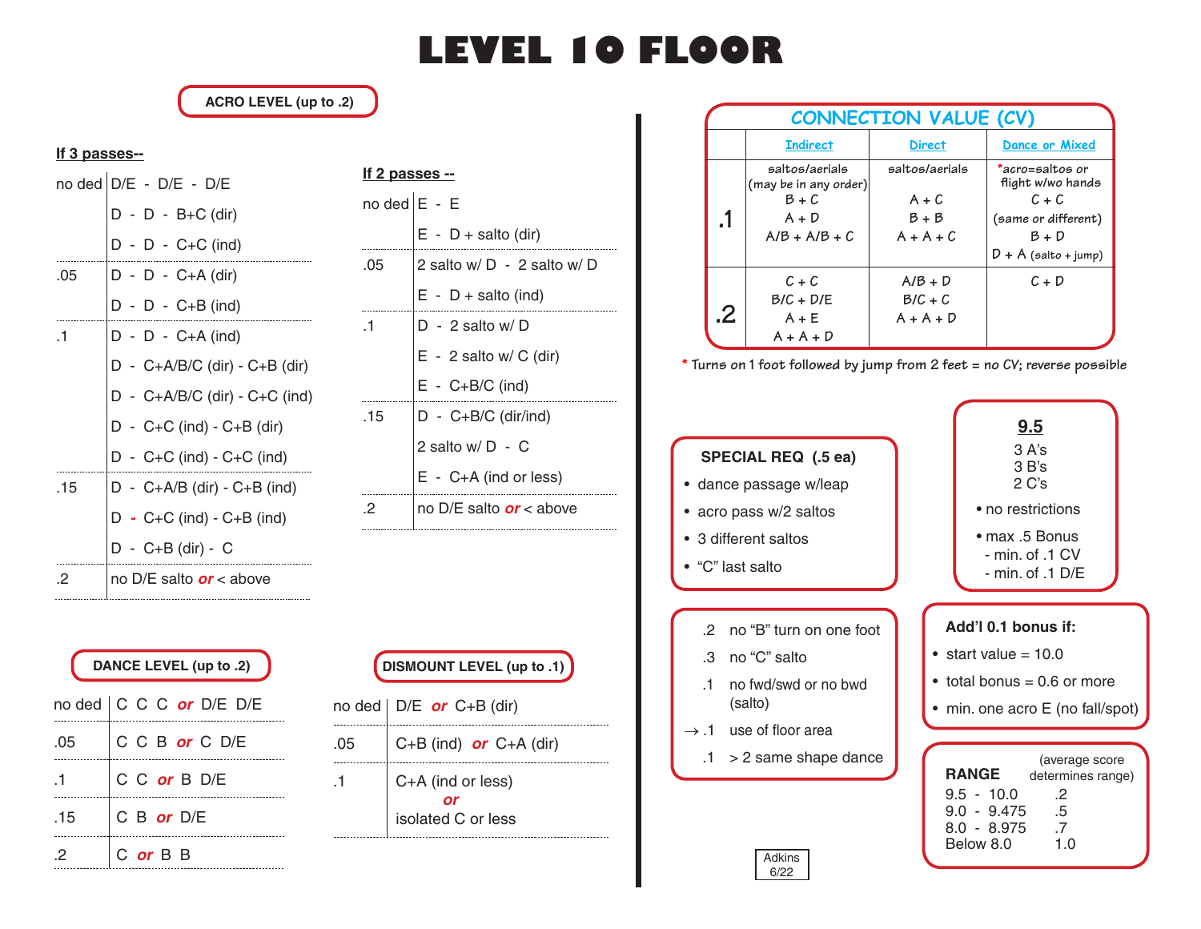# LEVEL 10 FLOOR

## ACRO LEVEL (up to .2)

**If 3 passes--**

| | |
|---|---|
| no ded | D/E - D/E - D/E |
| | D - D - B+C (dir) |
| | D - D - C+C (ind) |
| .05 | D - D - C+A (dir) |
| | D - D - C+B (ind) |
| .1 | D - D - C+A (ind) |
| | D - C+A/B/C (dir) - C+B (dir) |
| | D - C+A/B/C (dir) - C+C (ind) |
| | D - C+C (ind) - C+B (dir) |
| | D - C+C (ind) - C+C (ind) |
| .15 | D - C+A/B (dir) - C+B (ind) |
| | D - C+C (ind) - C+B (ind) |
| | D - C+B (dir) - C |
| .2 | no D/E salto *or* < above |

**If 2 passes --**

| | |
|---|---|
| no ded | E - E |
| | E - D + salto (dir) |
| .05 | 2 salto w/ D - 2 salto w/ D |
| | E - D + salto (ind) |
| .1 | D - 2 salto w/ D |
| | E - 2 salto w/ C (dir) |
| | E - C+B/C (ind) |
| .15 | D - C+B/C (dir/ind) |
| | 2 salto w/ D - C |
| | E - C+A (ind or less) |
| .2 | no D/E salto *or* < above |

## DANCE LEVEL (up to .2)

| | |
|---|---|
| no ded | C C C *or* D/E D/E |
| .05 | C C B *or* C D/E |
| .1 | C C *or* B D/E |
| .15 | C B *or* D/E |
| .2 | C *or* B B |

## DISMOUNT LEVEL (up to .1)

| | |
|---|---|
| no ded | D/E *or* C+B (dir) |
| .05 | C+B (ind) *or* C+A (dir) |
| .1 | C+A (ind or less) *or* isolated C or less |

## CONNECTION VALUE (CV)

| | Indirect | Direct | Dance or Mixed |
|---|---|---|---|
| .1 | saltos/aerials (may be in any order) B + C, A + D, A/B + A/B + C | saltos/aerials A + C, B + B, A + A + C | *acro=saltos or flight w/wo hands C + C (same or different) B + D, D + A (salto + jump) |
| .2 | C + C, B/C + D/E, A + E, A + A + D | A/B + D, B/C + C, A + A + D | C + D |

* Turns on 1 foot followed by jump from 2 feet = no CV; reverse possible

## SPECIAL REQ (.5 ea)

- dance passage w/leap
- acro pass w/2 saltos
- 3 different saltos
- "C" last salto

| | |
|---|---|
| .2 | no "B" turn on one foot |
| .3 | no "C" salto |
| .1 | no fwd/swd or no bwd (salto) |
| → .1 | use of floor area |
| .1 | > 2 same shape dance |

## 9.5

3 A's
3 B's
2 C's

- no restrictions
- max .5 Bonus
  - min. of .1 CV
  - min. of .1 D/E

## Add'l 0.1 bonus if:

- start value = 10.0
- total bonus = 0.6 or more
- min. one acro E (no fall/spot)

## RANGE

(average score determines range)

| | |
|---|---|
| 9.5 - 10.0 | .2 |
| 9.0 - 9.475 | .5 |
| 8.0 - 8.975 | .7 |
| Below 8.0 | 1.0 |

Adkins 6/22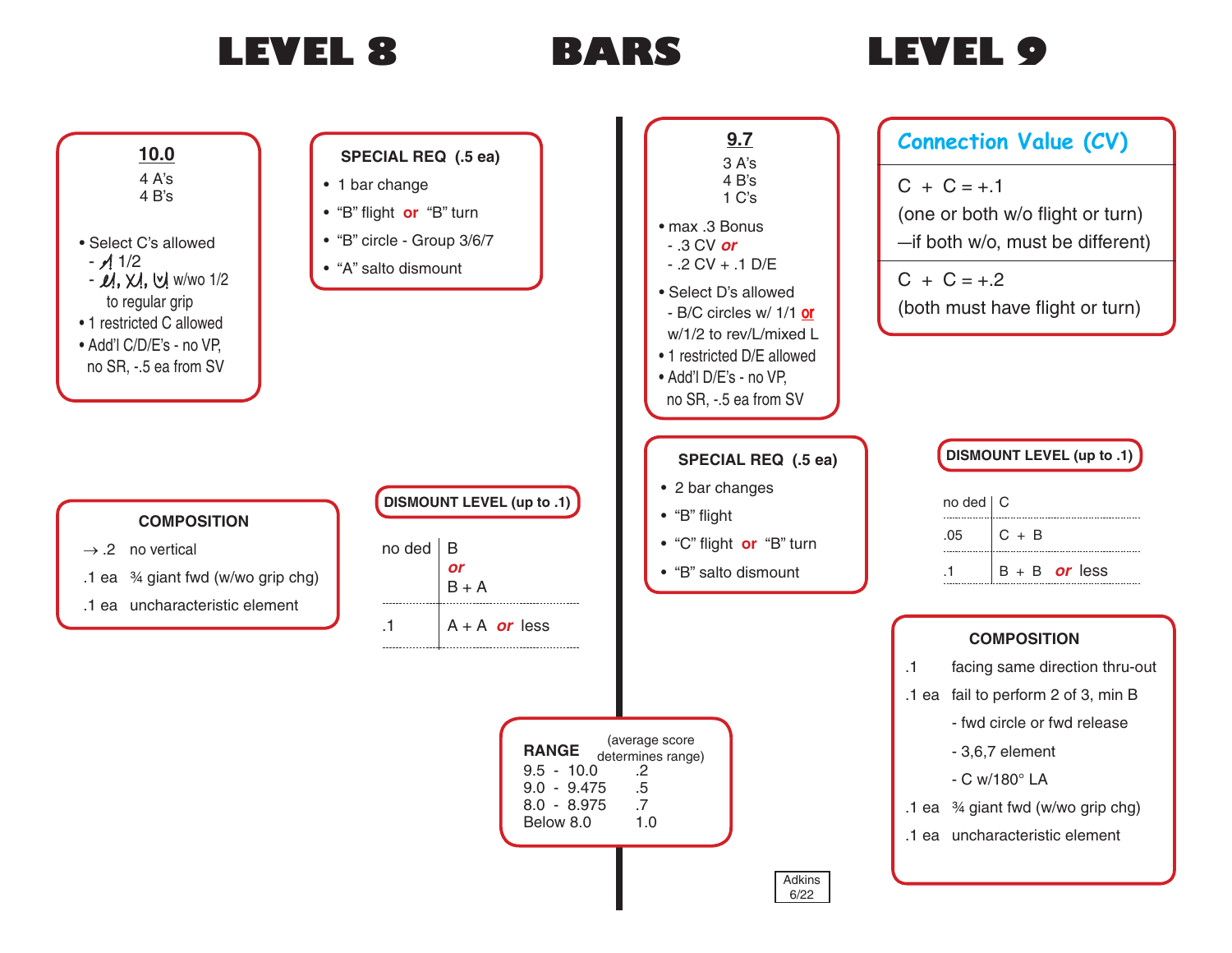# LEVEL 8 — BARS — LEVEL 9

## LEVEL 8

### 10.0

4 A's
4 B's

- Select C's allowed
  - ⁄ 1/2
  - ⁄, ⁄, ⁄ w/wo 1/2 to regular grip
- 1 restricted C allowed
- Add'l C/D/E's - no VP, no SR, -.5 ea from SV

### SPECIAL REQ (.5 ea)

- 1 bar change
- "B" flight **or** "B" turn
- "B" circle - Group 3/6/7
- "A" salto dismount

### COMPOSITION

| | |
|---|---|
| → .2 | no vertical |
| .1 ea | ¾ giant fwd (w/wo grip chg) |
| .1 ea | uncharacteristic element |

### DISMOUNT LEVEL (up to .1)

| | |
|---|---|
| no ded | B *or* B + A |
| .1 | A + A *or* less |

### RANGE

(average score determines range)

| | |
|---|---|
| 9.5 - 10.0 | .2 |
| 9.0 - 9.475 | .5 |
| 8.0 - 8.975 | .7 |
| Below 8.0 | 1.0 |

## LEVEL 9

### 9.7

3 A's
4 B's
1 C's

- max .3 Bonus
  - .3 CV **or**
  - .2 CV + .1 D/E
- Select D's allowed
  - B/C circles w/ 1/1 **or** w/1/2 to rev/L/mixed L
- 1 restricted D/E allowed
- Add'l D/E's - no VP, no SR, -.5 ea from SV

### Connection Value (CV)

C + C = +.1
(one or both w/o flight or turn)
—if both w/o, must be different)

C + C = +.2
(both must have flight or turn)

### SPECIAL REQ (.5 ea)

- 2 bar changes
- "B" flight
- "C" flight **or** "B" turn
- "B" salto dismount

### DISMOUNT LEVEL (up to .1)

| | |
|---|---|
| no ded | C |
| .05 | C + B |
| .1 | B + B *or* less |

### COMPOSITION

| | |
|---|---|
| .1 | facing same direction thru-out |
| .1 ea | fail to perform 2 of 3, min B<br>- fwd circle or fwd release<br>- 3,6,7 element<br>- C w/180° LA |
| .1 ea | ¾ giant fwd (w/wo grip chg) |
| .1 ea | uncharacteristic element |

Adkins 6/22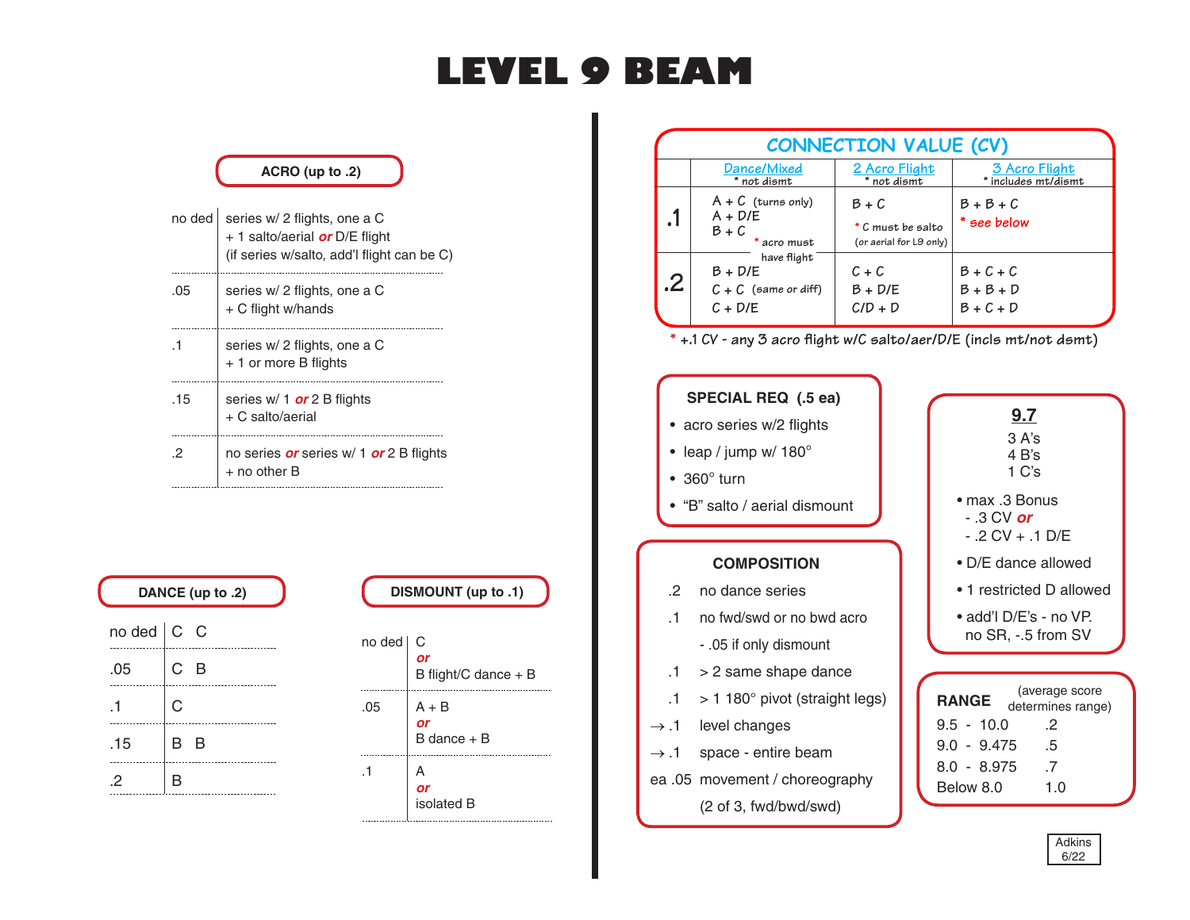# LEVEL 9 BEAM

## ACRO (up to .2)

| | |
|---|---|
| no ded | series w/ 2 flights, one a C + 1 salto/aerial *or* D/E flight (if series w/salto, add'l flight can be C) |
| .05 | series w/ 2 flights, one a C + C flight w/hands |
| .1 | series w/ 2 flights, one a C + 1 or more B flights |
| .15 | series w/ 1 *or* 2 B flights + C salto/aerial |
| .2 | no series *or* series w/ 1 *or* 2 B flights + no other B |

## DANCE (up to .2)

| | |
|---|---|
| no ded | C C |
| .05 | C B |
| .1 | C |
| .15 | B B |
| .2 | B |

## DISMOUNT (up to .1)

| | |
|---|---|
| no ded | C *or* B flight/C dance + B |
| .05 | A + B *or* B dance + B |
| .1 | A *or* isolated B |

## CONNECTION VALUE (CV)

| | Dance/Mixed (* not dismt) | 2 Acro Flight (* not dismt) | 3 Acro Flight (* includes mt/dismt) |
|---|---|---|---|
| .1 | A + C (turns only)<br>A + D/E<br>B + C<br>* acro must have flight | B + C<br>* C must be salto (or aerial for L9 only) | B + B + C<br>* see below |
| .2 | B + D/E<br>C + C (same or diff)<br>C + D/E | C + C<br>B + D/E<br>C/D + D | B + C + C<br>B + B + D<br>B + C + D |

* +.1 CV - any 3 acro flight w/C salto/aer/D/E (incls mt/not dsmt)

## SPECIAL REQ (.5 ea)

- acro series w/2 flights
- leap / jump w/ 180°
- 360° turn
- "B" salto / aerial dismount

## COMPOSITION

| | |
|---|---|
| .2 | no dance series |
| .1 | no fwd/swd or no bwd acro<br>- .05 if only dismount |
| .1 | > 2 same shape dance |
| .1 | > 1 180° pivot (straight legs) |
| → .1 | level changes |
| → .1 | space - entire beam |
| ea .05 | movement / choreography (2 of 3, fwd/bwd/swd) |

## 9.7

3 A's
4 B's
1 C's

- max .3 Bonus
  - .3 CV *or*
  - .2 CV + .1 D/E
- D/E dance allowed
- 1 restricted D allowed
- add'l D/E's - no VP. no SR, -.5 from SV

## RANGE

(average score determines range)

| | |
|---|---|
| 9.5 - 10.0 | .2 |
| 9.0 - 9.475 | .5 |
| 8.0 - 8.975 | .7 |
| Below 8.0 | 1.0 |

Adkins 6/22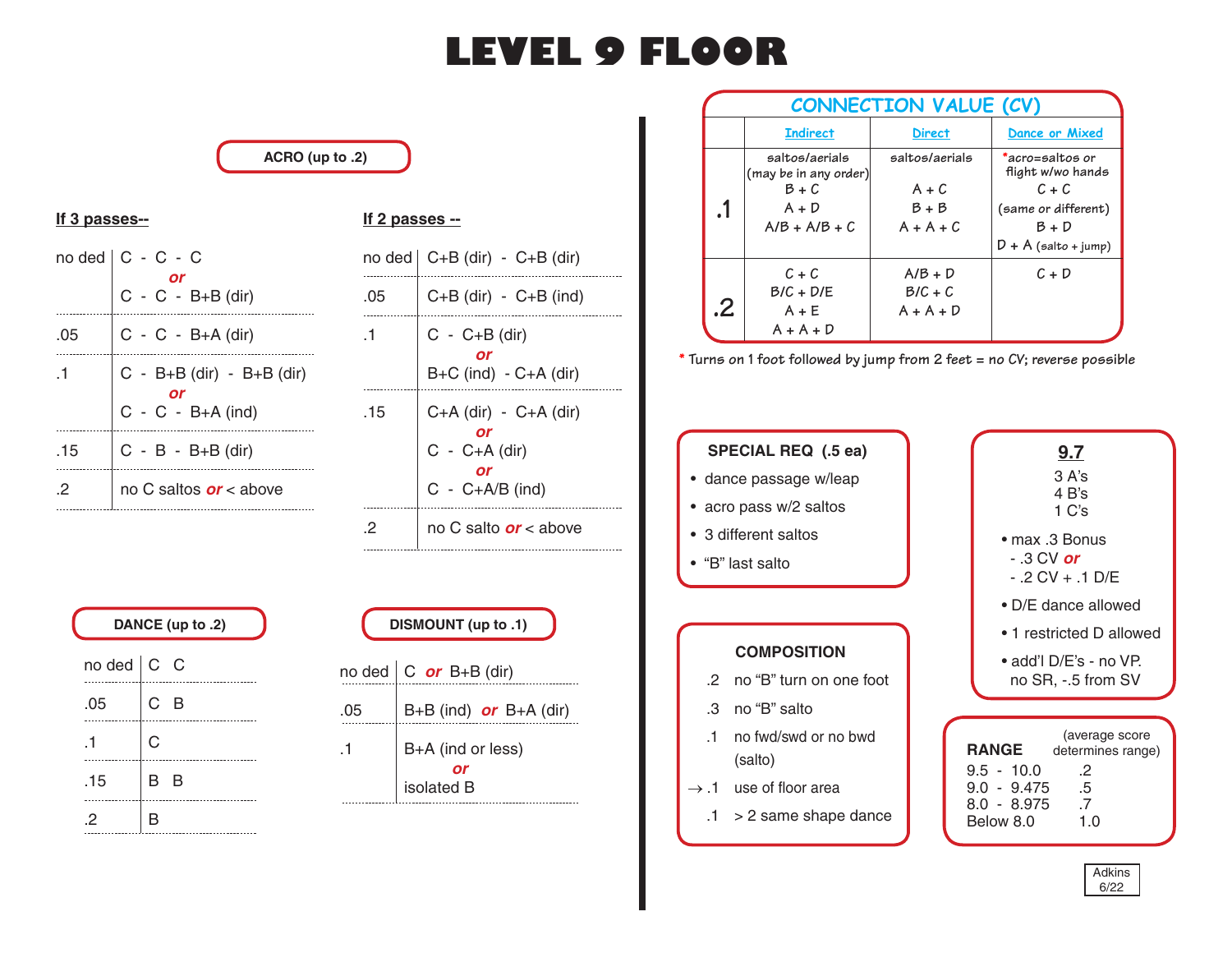# LEVEL 9 FLOOR

## ACRO (up to .2)

**If 3 passes--**

| | |
|---|---|
| no ded | C - C - C *or* C - C - B+B (dir) |
| .05 | C - C - B+A (dir) |
| .1 | C - B+B (dir) - B+B (dir) *or* C - C - B+A (ind) |
| .15 | C - B - B+B (dir) |
| .2 | no C saltos *or* < above |

**If 2 passes --**

| | |
|---|---|
| no ded | C+B (dir) - C+B (dir) |
| .05 | C+B (dir) - C+B (ind) |
| .1 | C - C+B (dir) *or* B+C (ind) - C+A (dir) |
| .15 | C+A (dir) - C+A (dir) *or* C - C+A (dir) *or* C - C+A/B (ind) |
| .2 | no C salto *or* < above |

## DANCE (up to .2)

| | |
|---|---|
| no ded | C C |
| .05 | C B |
| .1 | C |
| .15 | B B |
| .2 | B |

## DISMOUNT (up to .1)

| | |
|---|---|
| no ded | C *or* B+B (dir) |
| .05 | B+B (ind) *or* B+A (dir) |
| .1 | B+A (ind or less) *or* isolated B |

## CONNECTION VALUE (CV)

| | Indirect | Direct | Dance or Mixed |
|---|---|---|---|
| .1 | saltos/aerials (may be in any order) B + C, A + D, A/B + A/B + C | saltos/aerials A + C, B + B, A + A + C | *acro=saltos or flight w/wo hands C + C (same or different) B + D, D + A (salto + jump) |
| .2 | C + C, B/C + D/E, A + E, A + A + D | A/B + D, B/C + C, A + A + D | C + D |

\* Turns on 1 foot followed by jump from 2 feet = no CV; reverse possible

## SPECIAL REQ (.5 ea)

- dance passage w/leap
- acro pass w/2 saltos
- 3 different saltos
- "B" last salto

## COMPOSITION

| | |
|---|---|
| .2 | no "B" turn on one foot |
| .3 | no "B" salto |
| .1 | no fwd/swd or no bwd (salto) |
| → .1 | use of floor area |
| .1 | > 2 same shape dance |

## 9.7

3 A's
4 B's
1 C's

- max .3 Bonus
  - .3 CV *or*
  - .2 CV + .1 D/E
- D/E dance allowed
- 1 restricted D allowed
- add'l D/E's - no VP. no SR, -.5 from SV

## RANGE

(average score determines range)

| | |
|---|---|
| 9.5 - 10.0 | .2 |
| 9.0 - 9.475 | .5 |
| 8.0 - 8.975 | .7 |
| Below 8.0 | 1.0 |

Adkins 6/22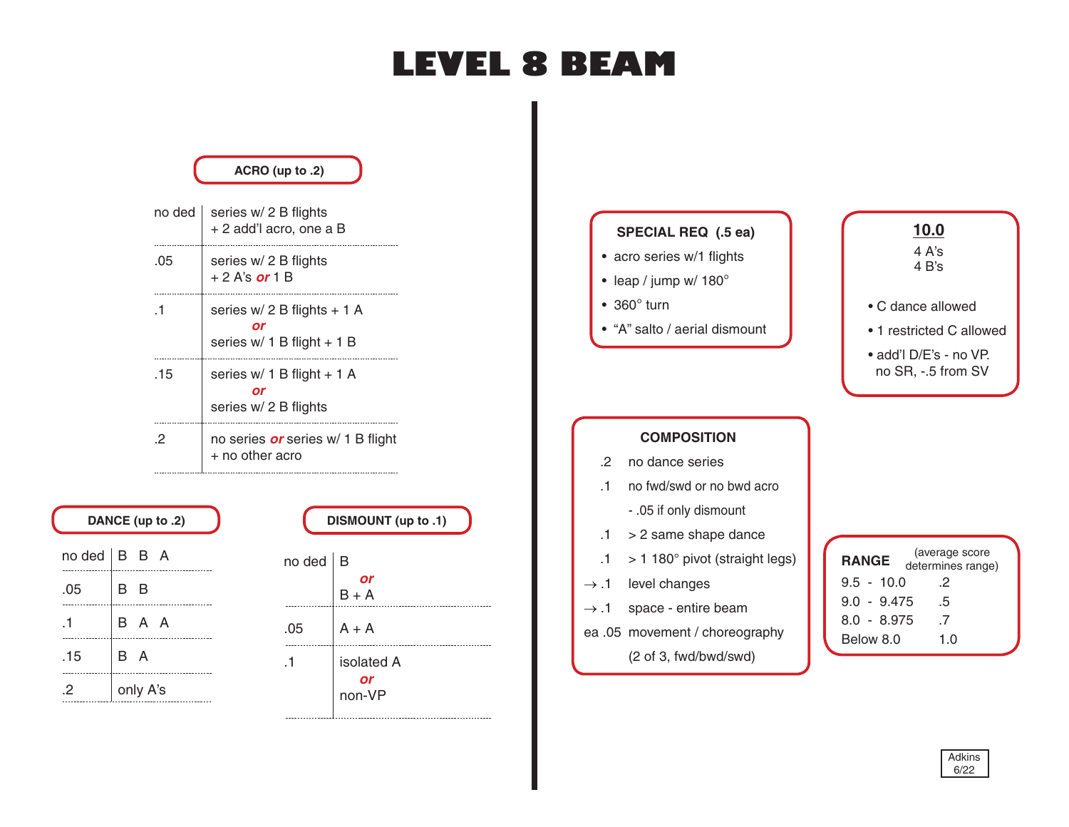# LEVEL 8 BEAM

### ACRO (up to .2)

| | |
|---|---|
| no ded | series w/ 2 B flights + 2 add'l acro, one a B |
| .05 | series w/ 2 B flights + 2 A's **or** 1 B |
| .1 | series w/ 2 B flights + 1 A **or** series w/ 1 B flight + 1 B |
| .15 | series w/ 1 B flight + 1 A **or** series w/ 2 B flights |
| .2 | no series **or** series w/ 1 B flight + no other acro |

### DANCE (up to .2)

| | |
|---|---|
| no ded | B B A |
| .05 | B B |
| .1 | B A A |
| .15 | B A |
| .2 | only A's |

### DISMOUNT (up to .1)

| | |
|---|---|
| no ded | B **or** B + A |
| .05 | A + A |
| .1 | isolated A **or** non-VP |

### SPECIAL REQ (.5 ea)

- acro series w/1 flights
- leap / jump w/ 180°
- 360° turn
- "A" salto / aerial dismount

### 10.0

4 A's
4 B's

- C dance allowed
- 1 restricted C allowed
- add'l D/E's - no VP. no SR, -.5 from SV

### COMPOSITION

| | |
|---|---|
| .2 | no dance series |
| .1 | no fwd/swd or no bwd acro |
| | - .05 if only dismount |
| .1 | > 2 same shape dance |
| .1 | > 1 180° pivot (straight legs) |
| → .1 | level changes |
| → .1 | space - entire beam |
| ea .05 | movement / choreography (2 of 3, fwd/bwd/swd) |

### RANGE

(average score determines range)

| | |
|---|---|
| 9.5 - 10.0 | .2 |
| 9.0 - 9.475 | .5 |
| 8.0 - 8.975 | .7 |
| Below 8.0 | 1.0 |

Adkins 6/22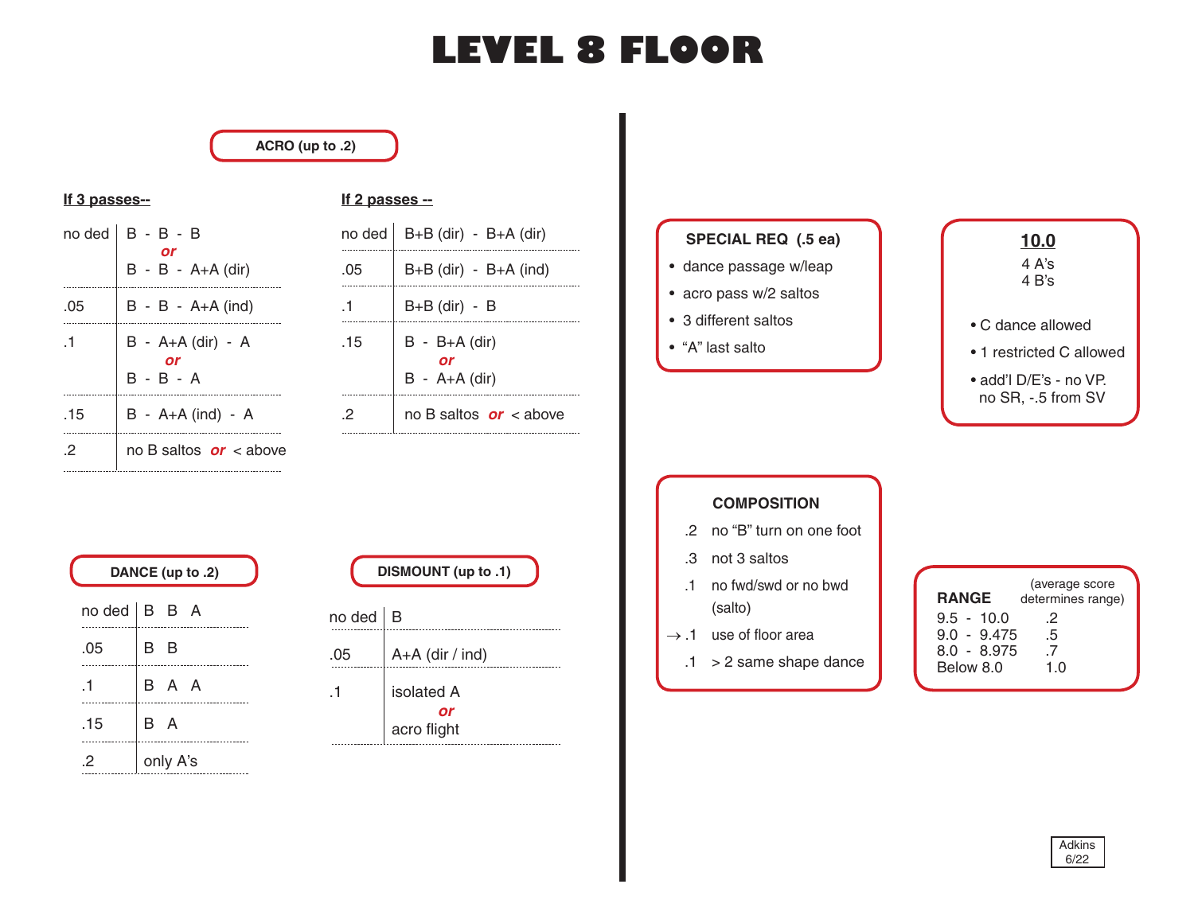# LEVEL 8 FLOOR

## ACRO (up to .2)

**If 3 passes--**

| | |
|---|---|
| no ded | B - B - B *or* B - B - A+A (dir) |
| .05 | B - B - A+A (ind) |
| .1 | B - A+A (dir) - A *or* B - B - A |
| .15 | B - A+A (ind) - A |
| .2 | no B saltos *or* < above |

**If 2 passes --**

| | |
|---|---|
| no ded | B+B (dir) - B+A (dir) |
| .05 | B+B (dir) - B+A (ind) |
| .1 | B+B (dir) - B |
| .15 | B - B+A (dir) *or* B - A+A (dir) |
| .2 | no B saltos *or* < above |

## DANCE (up to .2)

| | |
|---|---|
| no ded | B B A |
| .05 | B B |
| .1 | B A A |
| .15 | B A |
| .2 | only A's |

## DISMOUNT (up to .1)

| | |
|---|---|
| no ded | B |
| .05 | A+A (dir / ind) |
| .1 | isolated A *or* acro flight |

## SPECIAL REQ (.5 ea)

- dance passage w/leap
- acro pass w/2 saltos
- 3 different saltos
- "A" last salto

## 10.0

4 A's
4 B's

- C dance allowed
- 1 restricted C allowed
- add'l D/E's - no VP. no SR, -.5 from SV

## COMPOSITION

| | |
|---|---|
| .2 | no "B" turn on one foot |
| .3 | not 3 saltos |
| .1 | no fwd/swd or no bwd (salto) |
| → .1 | use of floor area |
| .1 | > 2 same shape dance |

## RANGE

(average score determines range)

| | |
|---|---|
| 9.5 - 10.0 | .2 |
| 9.0 - 9.475 | .5 |
| 8.0 - 8.975 | .7 |
| Below 8.0 | 1.0 |

Adkins 6/22